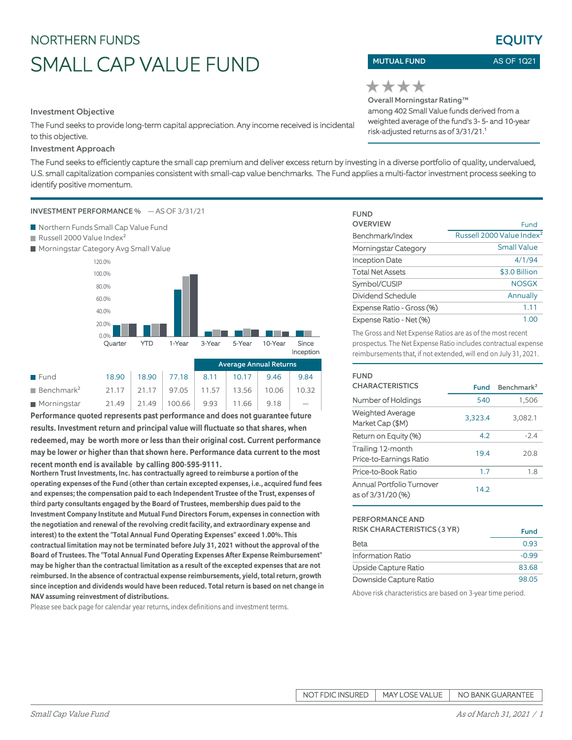NORTHERN FUNDS

# SMALL CAP VALUE FUND

**EQUITY**

**MUTUAL FUND** AS OF 1Q21

★★★★

Overall Morningstar Rating™ among 402 Small Value funds derived from a weighted average of the fund's 3- 5- and 10-year risk-adjusted returns as of 3/31/21.[1]

### Investment Objective

The Fund seeks to provide long-term capital appreciation. Any income received is incidental to this objective.

### Investment Approach

The Fund seeks to efficiently capture the small cap premium and deliver excess return by investing in a diverse portfolio of quality, undervalued, U.S. small capitalization companies consistent with small-cap value benchmarks. The Fund applies a multi-factor investment process seeking to identify positive momentum.

## INVESTMENT PERFORMANCE % — AS OF 3/31/21

- Northern Funds Small Cap Value Fund
- Russell 2000 Value Index[2]
- Morningstar Category Avg Small Value

| | Quarter | YTD | 1-Year | 3-Year | 5-Year | 10-Year | Since Inception |
|---|---|---|---|---|---|---|---|
| | | | | Average Annual Returns | | | |
| Fund | 18.90 | 18.90 | 77.18 | 8.11 | 10.17 | 9.46 | 9.84 |
| Benchmark[2] | 21.17 | 21.17 | 97.05 | 11.57 | 13.56 | 10.06 | 10.32 |
| Morningstar | 21.49 | 21.49 | 100.66 | 9.93 | 11.66 | 9.18 | — |

**Performance quoted represents past performance and does not guarantee future results. Investment return and principal value will fluctuate so that shares, when redeemed, may be worth more or less than their original cost. Current performance may be lower or higher than that shown here. Performance data current to the most recent month end is available by calling 800-595-9111.**

**Northern Trust Investments, Inc. has contractually agreed to reimburse a portion of the operating expenses of the Fund (other than certain excepted expenses, i.e., acquired fund fees and expenses; the compensation paid to each Independent Trustee of the Trust, expenses of third party consultants engaged by the Board of Trustees, membership dues paid to the Investment Company Institute and Mutual Fund Directors Forum, expenses in connection with the negotiation and renewal of the revolving credit facility, and extraordinary expense and interest) to the extent the "Total Annual Fund Operating Expenses" exceed 1.00%. This contractual limitation may not be terminated before July 31, 2021 without the approval of the Board of Trustees. The "Total Annual Fund Operating Expenses After Expense Reimbursement" may be higher than the contractual limitation as a result of the excepted expenses that are not reimbursed. In the absence of contractual expense reimbursements, yield, total return, growth since inception and dividends would have been reduced. Total return is based on net change in NAV assuming reinvestment of distributions.**

Please see back page for calendar year returns, index definitions and investment terms.

## FUND OVERVIEW

| | Fund |
|---|---|
| Benchmark/Index | Russell 2000 Value Index[2] |
| Morningstar Category | Small Value |
| Inception Date | 4/1/94 |
| Total Net Assets | $3.0 Billion |
| Symbol/CUSIP | NOSGX |
| Dividend Schedule | Annually |
| Expense Ratio - Gross (%) | 1.11 |
| Expense Ratio - Net (%) | 1.00 |

The Gross and Net Expense Ratios are as of the most recent prospectus. The Net Expense Ratio includes contractual expense reimbursements that, if not extended, will end on July 31, 2021.

## FUND CHARACTERISTICS

| | Fund | Benchmark[2] |
|---|---|---|
| Number of Holdings | 540 | 1,506 |
| Weighted Average Market Cap ($M) | 3,323.4 | 3,082.1 |
| Return on Equity (%) | 4.2 | -2.4 |
| Trailing 12-month Price-to-Earnings Ratio | 19.4 | 20.8 |
| Price-to-Book Ratio | 1.7 | 1.8 |
| Annual Portfolio Turnover as of 3/31/20 (%) | 14.2 | |

## PERFORMANCE AND RISK CHARACTERISTICS (3 YR)

| | Fund |
|---|---|
| Beta | 0.93 |
| Information Ratio | -0.99 |
| Upside Capture Ratio | 83.68 |
| Downside Capture Ratio | 98.05 |

Above risk characteristics are based on 3-year time period.

NOT FDIC INSURED | MAY LOSE VALUE | NO BANK GUARANTEE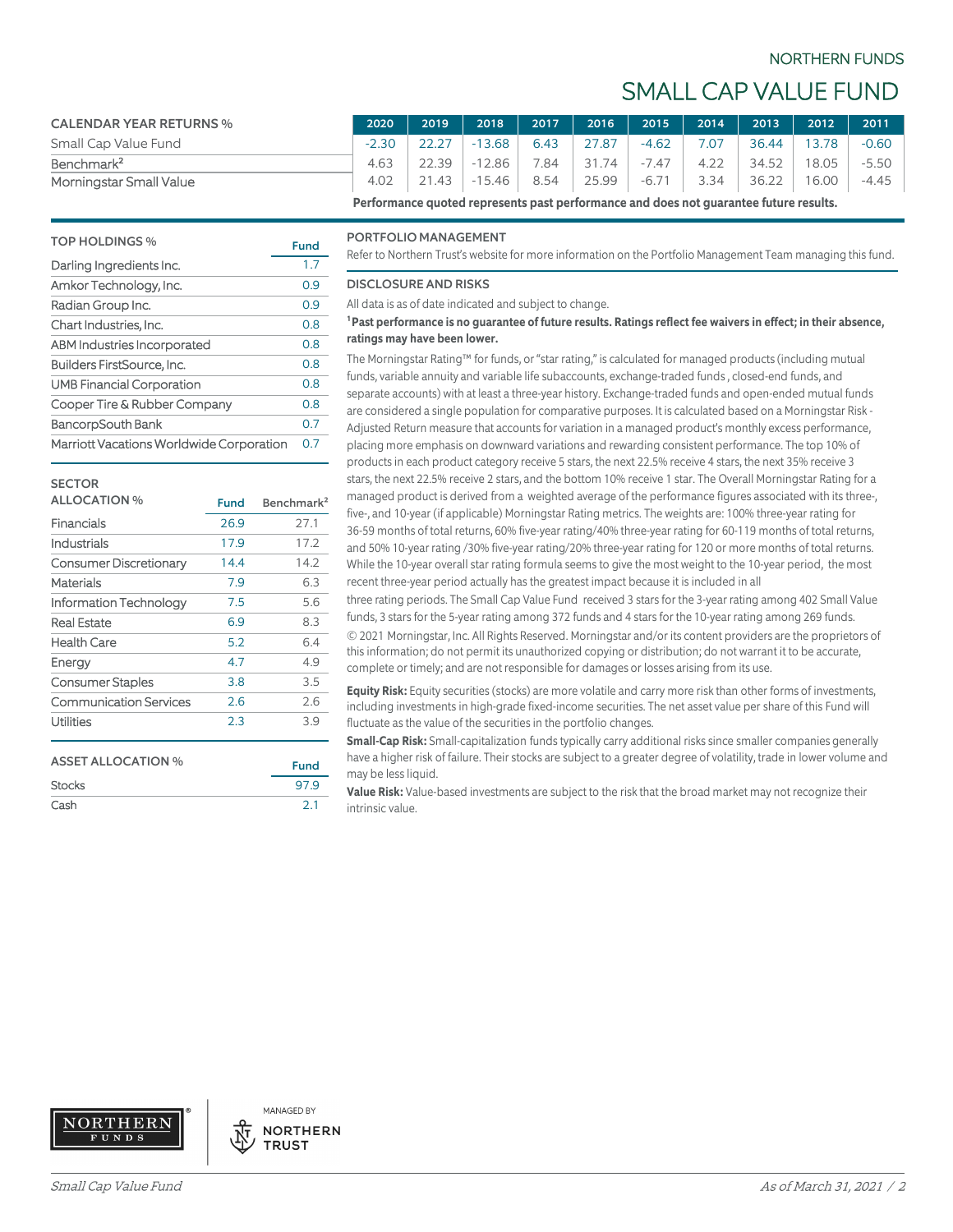# SMALL CAP VALUE FUND

| CALENDAR YEAR RETURNS % | 2020 | 2019 | 2018 | 2017 | 2016 | 2015 | 2014 | 2013 | 2012 | 2011 |
|---|---|---|---|---|---|---|---|---|---|---|
| Small Cap Value Fund | -2.30 | 22.27 | -13.68 | 6.43 | 27.87 | -4.62 | 7.07 | 36.44 | 13.78 | -0.60 |
| Benchmark[2] | 4.63 | 22.39 | -12.86 | 7.84 | 31.74 | -7.47 | 4.22 | 34.52 | 18.05 | -5.50 |
| Morningstar Small Value | 4.02 | 21.43 | -15.46 | 8.54 | 25.99 | -6.71 | 3.34 | 36.22 | 16.00 | -4.45 |

**Performance quoted represents past performance and does not guarantee future results.**

| TOP HOLDINGS % | Fund |
|---|---|
| Darling Ingredients Inc. | 1.7 |
| Amkor Technology, Inc. | 0.9 |
| Radian Group Inc. | 0.9 |
| Chart Industries, Inc. | 0.8 |
| ABM Industries Incorporated | 0.8 |
| Builders FirstSource, Inc. | 0.8 |
| UMB Financial Corporation | 0.8 |
| Cooper Tire & Rubber Company | 0.8 |
| BancorpSouth Bank | 0.7 |
| Marriott Vacations Worldwide Corporation | 0.7 |

| SECTOR ALLOCATION % | Fund | Benchmark[2] |
|---|---|---|
| Financials | 26.9 | 27.1 |
| Industrials | 17.9 | 17.2 |
| Consumer Discretionary | 14.4 | 14.2 |
| Materials | 7.9 | 6.3 |
| Information Technology | 7.5 | 5.6 |
| Real Estate | 6.9 | 8.3 |
| Health Care | 5.2 | 6.4 |
| Energy | 4.7 | 4.9 |
| Consumer Staples | 3.8 | 3.5 |
| Communication Services | 2.6 | 2.6 |
| Utilities | 2.3 | 3.9 |

| ASSET ALLOCATION % | Fund |
|---|---|
| Stocks | 97.9 |
| Cash | 2.1 |

## PORTFOLIO MANAGEMENT

Refer to Northern Trust's website for more information on the Portfolio Management Team managing this fund.

## DISCLOSURE AND RISKS

All data is as of date indicated and subject to change.

**[1]Past performance is no guarantee of future results. Ratings reflect fee waivers in effect; in their absence, ratings may have been lower.**

The Morningstar Rating™ for funds, or "star rating," is calculated for managed products (including mutual funds, variable annuity and variable life subaccounts, exchange-traded funds , closed-end funds, and separate accounts) with at least a three-year history. Exchange-traded funds and open-ended mutual funds are considered a single population for comparative purposes. It is calculated based on a Morningstar Risk - Adjusted Return measure that accounts for variation in a managed product's monthly excess performance, placing more emphasis on downward variations and rewarding consistent performance. The top 10% of products in each product category receive 5 stars, the next 22.5% receive 4 stars, the next 35% receive 3 stars, the next 22.5% receive 2 stars, and the bottom 10% receive 1 star. The Overall Morningstar Rating for a managed product is derived from a weighted average of the performance figures associated with its three-, five-, and 10-year (if applicable) Morningstar Rating metrics. The weights are: 100% three-year rating for 36-59 months of total returns, 60% five-year rating/40% three-year rating for 60-119 months of total returns, and 50% 10-year rating /30% five-year rating/20% three-year rating for 120 or more months of total returns. While the 10-year overall star rating formula seems to give the most weight to the 10-year period, the most recent three-year period actually has the greatest impact because it is included in all three rating periods. The Small Cap Value Fund received 3 stars for the 3-year rating among 402 Small Value funds, 3 stars for the 5-year rating among 372 funds and 4 stars for the 10-year rating among 269 funds.

© 2021 Morningstar, Inc. All Rights Reserved. Morningstar and/or its content providers are the proprietors of this information; do not permit its unauthorized copying or distribution; do not warrant it to be accurate, complete or timely; and are not responsible for damages or losses arising from its use.

**Equity Risk:** Equity securities (stocks) are more volatile and carry more risk than other forms of investments, including investments in high-grade fixed-income securities. The net asset value per share of this Fund will fluctuate as the value of the securities in the portfolio changes.

**Small-Cap Risk:** Small-capitalization funds typically carry additional risks since smaller companies generally have a higher risk of failure. Their stocks are subject to a greater degree of volatility, trade in lower volume and may be less liquid.

**Value Risk:** Value-based investments are subject to the risk that the broad market may not recognize their intrinsic value.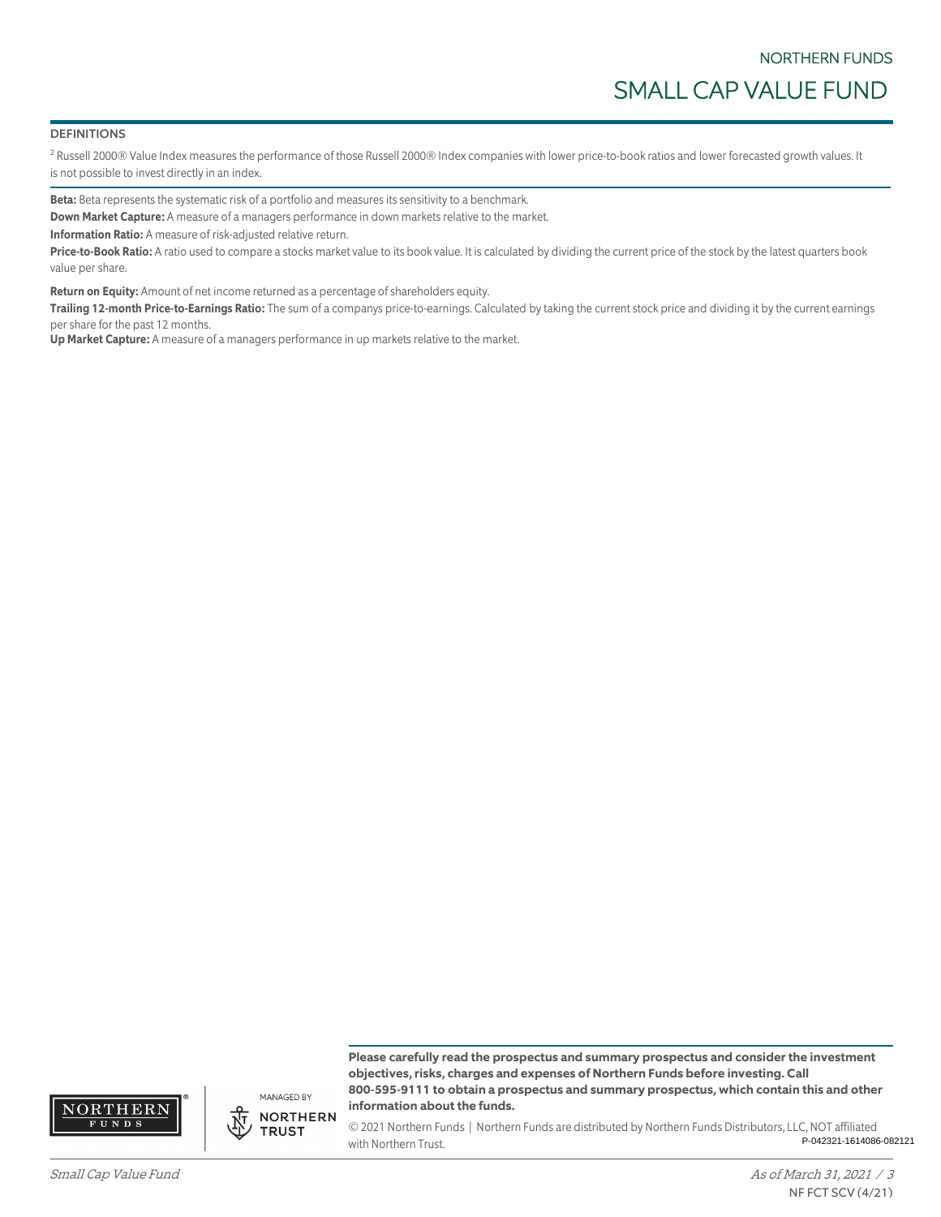## DEFINITIONS

[2] Russell 2000® Value Index measures the performance of those Russell 2000® Index companies with lower price-to-book ratios and lower forecasted growth values. It is not possible to invest directly in an index.

**Beta:** Beta represents the systematic risk of a portfolio and measures its sensitivity to a benchmark.

**Down Market Capture:** A measure of a managers performance in down markets relative to the market.

**Information Ratio:** A measure of risk-adjusted relative return.

**Price-to-Book Ratio:** A ratio used to compare a stocks market value to its book value. It is calculated by dividing the current price of the stock by the latest quarters book value per share.

**Return on Equity:** Amount of net income returned as a percentage of shareholders equity.

**Trailing 12-month Price-to-Earnings Ratio:** The sum of a companys price-to-earnings. Calculated by taking the current stock price and dividing it by the current earnings per share for the past 12 months.

**Up Market Capture:** A measure of a managers performance in up markets relative to the market.

NORTHERN FUNDS

MANAGED BY NORTHERN TRUST

**Please carefully read the prospectus and summary prospectus and consider the investment objectives, risks, charges and expenses of Northern Funds before investing. Call 800-595-9111 to obtain a prospectus and summary prospectus, which contain this and other information about the funds.**

© 2021 Northern Funds | Northern Funds are distributed by Northern Funds Distributors, LLC, NOT affiliated with Northern Trust.

P-042321-1614086-082121

NF FCT SCV (4/21)